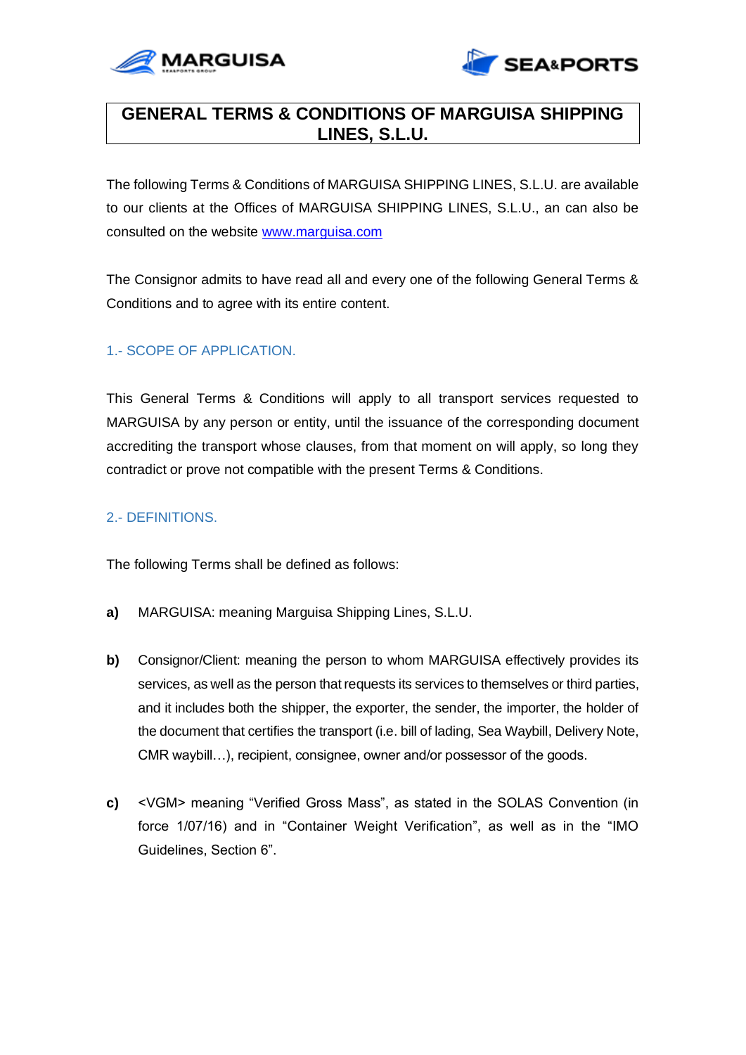# GENERAL TERMS & CONDITIONS OF MARGUISA SHIPPING LINES, S.L.U.

The following Terms & Conditions of MARGUISA SHIPPING LINES, S.L.U. are available to our clients at the Offices of MARGUISA SHIPPING LINES, S.L.U., an can also be consulted on the website www.marguisa.com

The Consignor admits to have read all and every one of the following General Terms & Conditions and to agree with its entire content.

## 1.- SCOPE OF APPLICATION.

This General Terms & Conditions will apply to all transport services requested to MARGUISA by any person or entity, until the issuance of the corresponding document accrediting the transport whose clauses, from that moment on will apply, so long they contradict or prove not compatible with the present Terms & Conditions.

## 2.- DEFINITIONS.

The following Terms shall be defined as follows:

**a)** MARGUISA: meaning Marguisa Shipping Lines, S.L.U.

**b)** Consignor/Client: meaning the person to whom MARGUISA effectively provides its services, as well as the person that requests its services to themselves or third parties, and it includes both the shipper, the exporter, the sender, the importer, the holder of the document that certifies the transport (i.e. bill of lading, Sea Waybill, Delivery Note, CMR waybill…), recipient, consignee, owner and/or possessor of the goods.

**c)** <VGM> meaning "Verified Gross Mass", as stated in the SOLAS Convention (in force 1/07/16) and in "Container Weight Verification", as well as in the "IMO Guidelines, Section 6".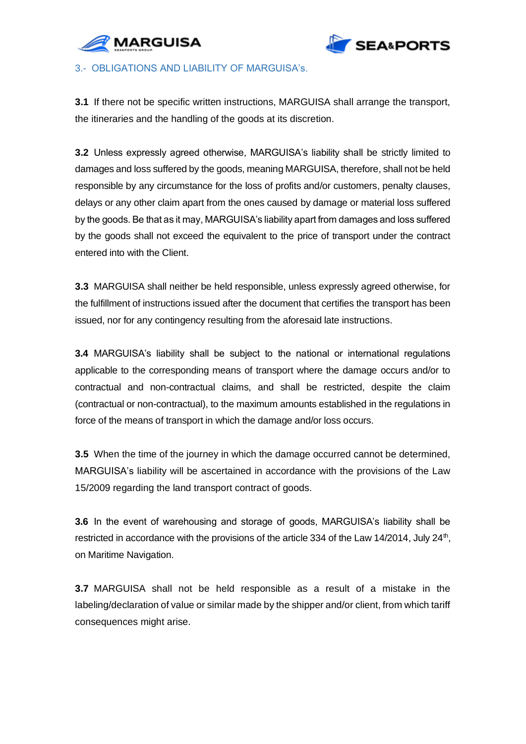## 3.- OBLIGATIONS AND LIABILITY OF MARGUISA's.

**3.1** If there not be specific written instructions, MARGUISA shall arrange the transport, the itineraries and the handling of the goods at its discretion.

**3.2** Unless expressly agreed otherwise, MARGUISA's liability shall be strictly limited to damages and loss suffered by the goods, meaning MARGUISA, therefore, shall not be held responsible by any circumstance for the loss of profits and/or customers, penalty clauses, delays or any other claim apart from the ones caused by damage or material loss suffered by the goods. Be that as it may, MARGUISA's liability apart from damages and loss suffered by the goods shall not exceed the equivalent to the price of transport under the contract entered into with the Client.

**3.3** MARGUISA shall neither be held responsible, unless expressly agreed otherwise, for the fulfillment of instructions issued after the document that certifies the transport has been issued, nor for any contingency resulting from the aforesaid late instructions.

**3.4** MARGUISA's liability shall be subject to the national or international regulations applicable to the corresponding means of transport where the damage occurs and/or to contractual and non-contractual claims, and shall be restricted, despite the claim (contractual or non-contractual), to the maximum amounts established in the regulations in force of the means of transport in which the damage and/or loss occurs.

**3.5** When the time of the journey in which the damage occurred cannot be determined, MARGUISA's liability will be ascertained in accordance with the provisions of the Law 15/2009 regarding the land transport contract of goods.

**3.6** In the event of warehousing and storage of goods, MARGUISA's liability shall be restricted in accordance with the provisions of the article 334 of the Law 14/2014, July 24th, on Maritime Navigation.

**3.7** MARGUISA shall not be held responsible as a result of a mistake in the labeling/declaration of value or similar made by the shipper and/or client, from which tariff consequences might arise.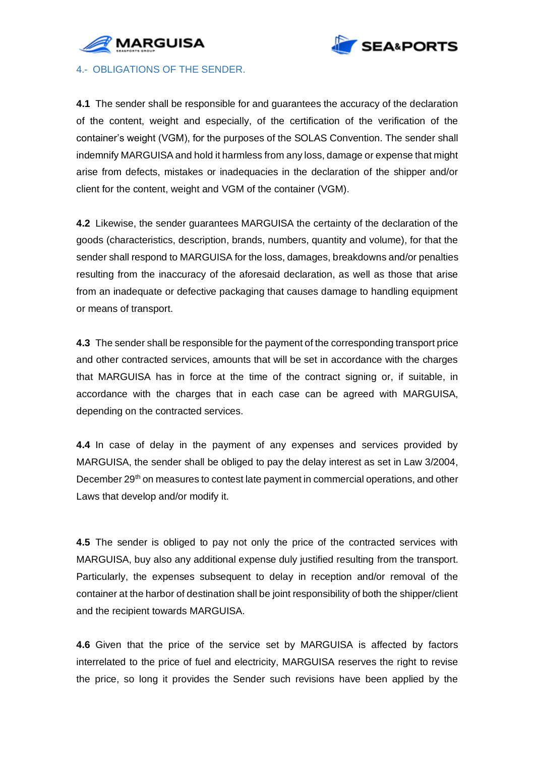## 4.- OBLIGATIONS OF THE SENDER.

**4.1** The sender shall be responsible for and guarantees the accuracy of the declaration of the content, weight and especially, of the certification of the verification of the container's weight (VGM), for the purposes of the SOLAS Convention. The sender shall indemnify MARGUISA and hold it harmless from any loss, damage or expense that might arise from defects, mistakes or inadequacies in the declaration of the shipper and/or client for the content, weight and VGM of the container (VGM).

**4.2** Likewise, the sender guarantees MARGUISA the certainty of the declaration of the goods (characteristics, description, brands, numbers, quantity and volume), for that the sender shall respond to MARGUISA for the loss, damages, breakdowns and/or penalties resulting from the inaccuracy of the aforesaid declaration, as well as those that arise from an inadequate or defective packaging that causes damage to handling equipment or means of transport.

**4.3** The sender shall be responsible for the payment of the corresponding transport price and other contracted services, amounts that will be set in accordance with the charges that MARGUISA has in force at the time of the contract signing or, if suitable, in accordance with the charges that in each case can be agreed with MARGUISA, depending on the contracted services.

**4.4** In case of delay in the payment of any expenses and services provided by MARGUISA, the sender shall be obliged to pay the delay interest as set in Law 3/2004, December 29th on measures to contest late payment in commercial operations, and other Laws that develop and/or modify it.

**4.5** The sender is obliged to pay not only the price of the contracted services with MARGUISA, buy also any additional expense duly justified resulting from the transport. Particularly, the expenses subsequent to delay in reception and/or removal of the container at the harbor of destination shall be joint responsibility of both the shipper/client and the recipient towards MARGUISA.

**4.6** Given that the price of the service set by MARGUISA is affected by factors interrelated to the price of fuel and electricity, MARGUISA reserves the right to revise the price, so long it provides the Sender such revisions have been applied by the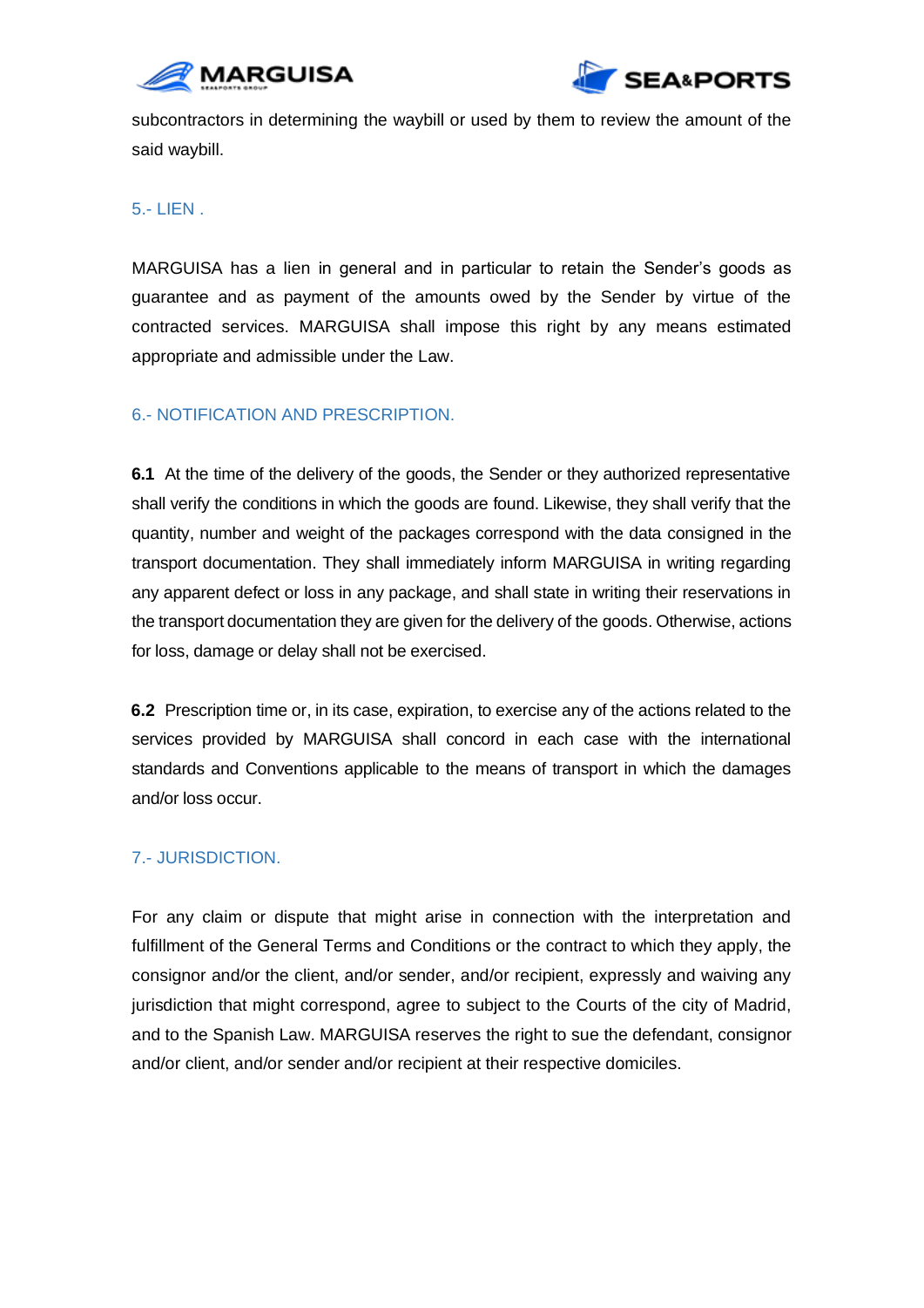subcontractors in determining the waybill or used by them to review the amount of the said waybill.

## 5.- LIEN .

MARGUISA has a lien in general and in particular to retain the Sender's goods as guarantee and as payment of the amounts owed by the Sender by virtue of the contracted services. MARGUISA shall impose this right by any means estimated appropriate and admissible under the Law.

## 6.- NOTIFICATION AND PRESCRIPTION.

**6.1** At the time of the delivery of the goods, the Sender or they authorized representative shall verify the conditions in which the goods are found. Likewise, they shall verify that the quantity, number and weight of the packages correspond with the data consigned in the transport documentation. They shall immediately inform MARGUISA in writing regarding any apparent defect or loss in any package, and shall state in writing their reservations in the transport documentation they are given for the delivery of the goods. Otherwise, actions for loss, damage or delay shall not be exercised.

**6.2** Prescription time or, in its case, expiration, to exercise any of the actions related to the services provided by MARGUISA shall concord in each case with the international standards and Conventions applicable to the means of transport in which the damages and/or loss occur.

## 7.- JURISDICTION.

For any claim or dispute that might arise in connection with the interpretation and fulfillment of the General Terms and Conditions or the contract to which they apply, the consignor and/or the client, and/or sender, and/or recipient, expressly and waiving any jurisdiction that might correspond, agree to subject to the Courts of the city of Madrid, and to the Spanish Law. MARGUISA reserves the right to sue the defendant, consignor and/or client, and/or sender and/or recipient at their respective domiciles.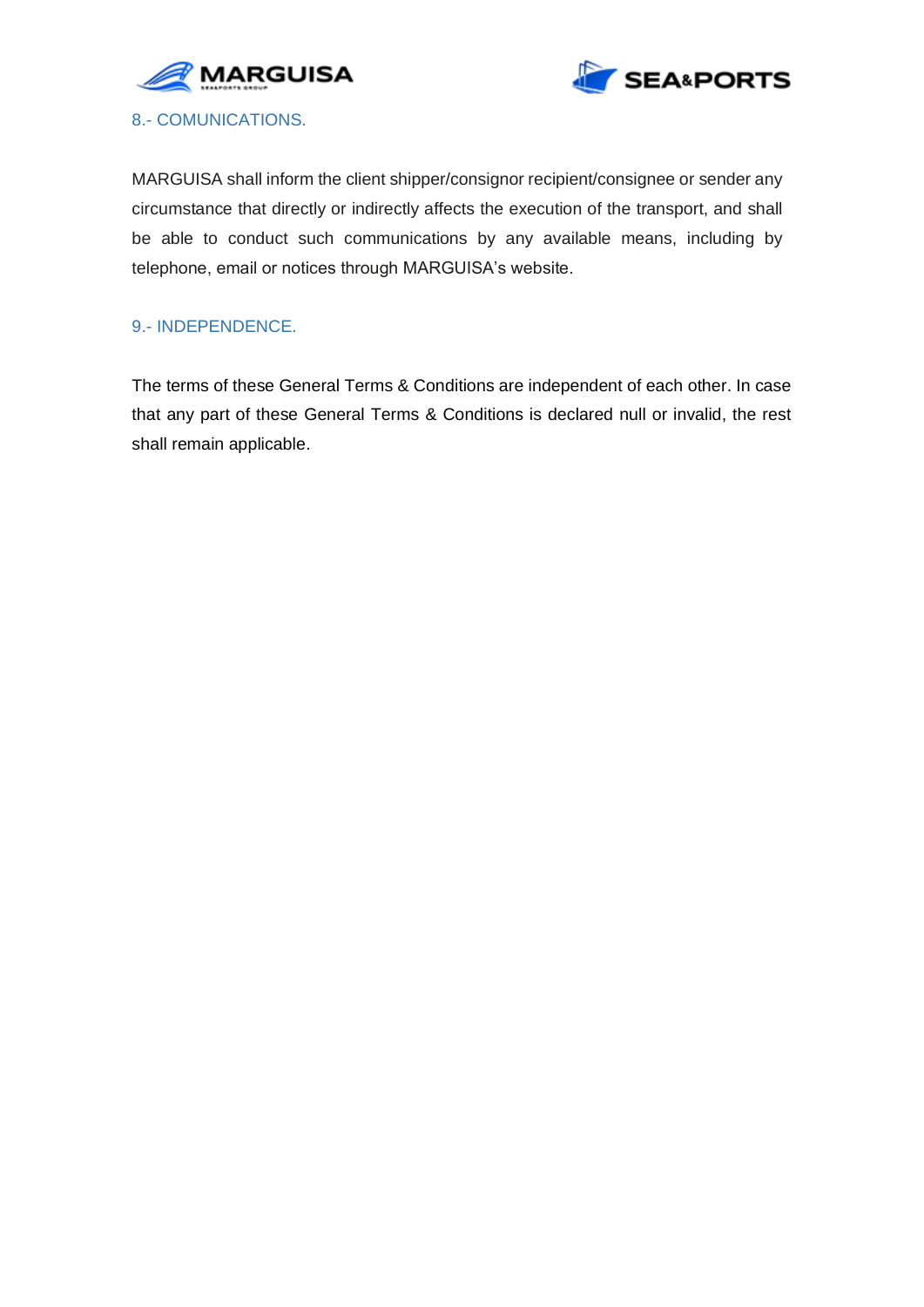## 8.- COMUNICATIONS.

MARGUISA shall inform the client shipper/consignor recipient/consignee or sender any circumstance that directly or indirectly affects the execution of the transport, and shall be able to conduct such communications by any available means, including by telephone, email or notices through MARGUISA's website.

## 9.- INDEPENDENCE.

The terms of these General Terms & Conditions are independent of each other. In case that any part of these General Terms & Conditions is declared null or invalid, the rest shall remain applicable.